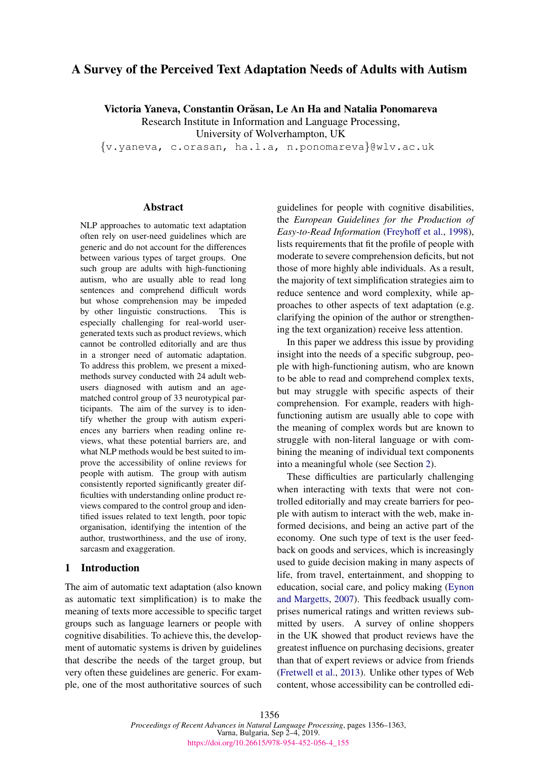# A Survey of the Perceived Text Adaptation Needs of Adults with Autism

**Victoria Yaneva, Constantin Orăsan, Le An Ha and Natalia Ponomareva**

Research Institute in Information and Language Processing,
University of Wolverhampton, UK

{v.yaneva, c.orasan, ha.l.a, n.ponomareva}@wlv.ac.uk

## Abstract

NLP approaches to automatic text adaptation often rely on user-need guidelines which are generic and do not account for the differences between various types of target groups. One such group are adults with high-functioning autism, who are usually able to read long sentences and comprehend difficult words but whose comprehension may be impeded by other linguistic constructions. This is especially challenging for real-world user-generated texts such as product reviews, which cannot be controlled editorially and are thus in a stronger need of automatic adaptation. To address this problem, we present a mixed-methods survey conducted with 24 adult web-users diagnosed with autism and an age-matched control group of 33 neurotypical participants. The aim of the survey is to identify whether the group with autism experiences any barriers when reading online reviews, what these potential barriers are, and what NLP methods would be best suited to improve the accessibility of online reviews for people with autism. The group with autism consistently reported significantly greater difficulties with understanding online product reviews compared to the control group and identified issues related to text length, poor topic organisation, identifying the intention of the author, trustworthiness, and the use of irony, sarcasm and exaggeration.

## 1 Introduction

The aim of automatic text adaptation (also known as automatic text simplification) is to make the meaning of texts more accessible to specific target groups such as language learners or people with cognitive disabilities. To achieve this, the development of automatic systems is driven by guidelines that describe the needs of the target group, but very often these guidelines are generic. For example, one of the most authoritative sources of such guidelines for people with cognitive disabilities, the *European Guidelines for the Production of Easy-to-Read Information* (Freyhoff et al., 1998), lists requirements that fit the profile of people with moderate to severe comprehension deficits, but not those of more highly able individuals. As a result, the majority of text simplification strategies aim to reduce sentence and word complexity, while approaches to other aspects of text adaptation (e.g. clarifying the opinion of the author or strengthening the text organization) receive less attention.

In this paper we address this issue by providing insight into the needs of a specific subgroup, people with high-functioning autism, who are known to be able to read and comprehend complex texts, but may struggle with specific aspects of their comprehension. For example, readers with high-functioning autism are usually able to cope with the meaning of complex words but are known to struggle with non-literal language or with combining the meaning of individual text components into a meaningful whole (see Section 2).

These difficulties are particularly challenging when interacting with texts that were not controlled editorially and may create barriers for people with autism to interact with the web, make informed decisions, and being an active part of the economy. One such type of text is the user feedback on goods and services, which is increasingly used to guide decision making in many aspects of life, from travel, entertainment, and shopping to education, social care, and policy making (Eynon and Margetts, 2007). This feedback usually comprises numerical ratings and written reviews submitted by users. A survey of online shoppers in the UK showed that product reviews have the greatest influence on purchasing decisions, greater than that of expert reviews or advice from friends (Fretwell et al., 2013). Unlike other types of Web content, whose accessibility can be controlled edi-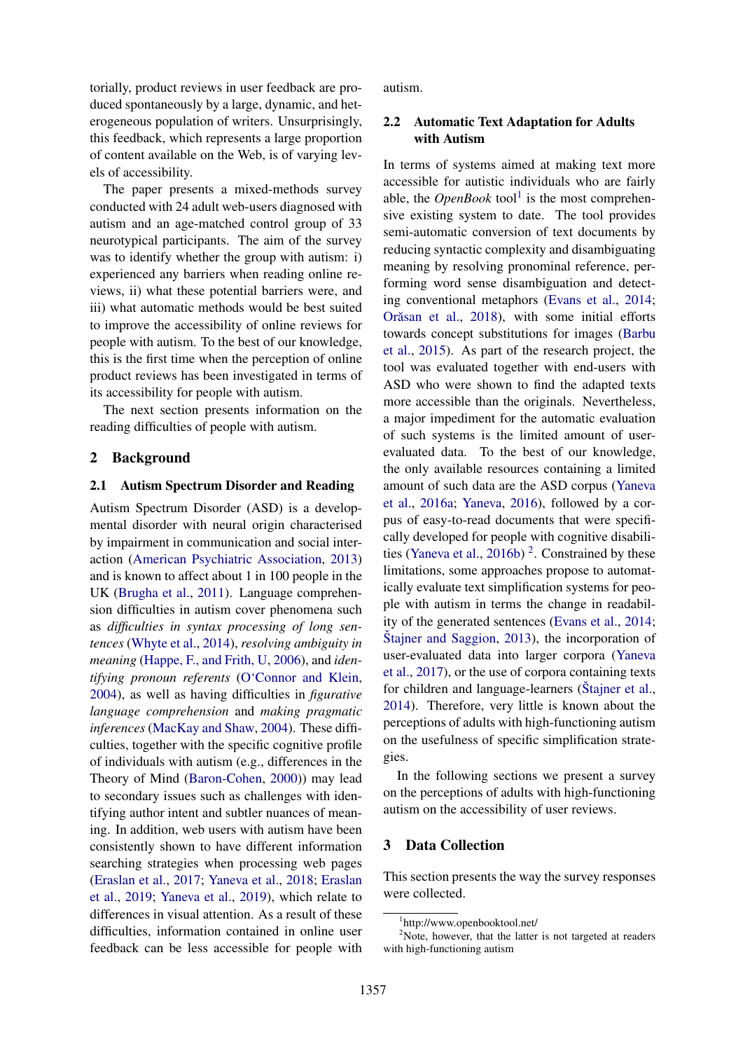torially, product reviews in user feedback are produced spontaneously by a large, dynamic, and heterogeneous population of writers. Unsurprisingly, this feedback, which represents a large proportion of content available on the Web, is of varying levels of accessibility.

The paper presents a mixed-methods survey conducted with 24 adult web-users diagnosed with autism and an age-matched control group of 33 neurotypical participants. The aim of the survey was to identify whether the group with autism: i) experienced any barriers when reading online reviews, ii) what these potential barriers were, and iii) what automatic methods would be best suited to improve the accessibility of online reviews for people with autism. To the best of our knowledge, this is the first time when the perception of online product reviews has been investigated in terms of its accessibility for people with autism.

The next section presents information on the reading difficulties of people with autism.

## 2 Background

### 2.1 Autism Spectrum Disorder and Reading

Autism Spectrum Disorder (ASD) is a developmental disorder with neural origin characterised by impairment in communication and social interaction (American Psychiatric Association, 2013) and is known to affect about 1 in 100 people in the UK (Brugha et al., 2011). Language comprehension difficulties in autism cover phenomena such as *difficulties in syntax processing of long sentences* (Whyte et al., 2014), *resolving ambiguity in meaning* (Happe, F., and Frith, U, 2006), and *identifying pronoun referents* (O'Connor and Klein, 2004), as well as having difficulties in *figurative language comprehension* and *making pragmatic inferences* (MacKay and Shaw, 2004). These difficulties, together with the specific cognitive profile of individuals with autism (e.g., differences in the Theory of Mind (Baron-Cohen, 2000)) may lead to secondary issues such as challenges with identifying author intent and subtler nuances of meaning. In addition, web users with autism have been consistently shown to have different information searching strategies when processing web pages (Eraslan et al., 2017; Yaneva et al., 2018; Eraslan et al., 2019; Yaneva et al., 2019), which relate to differences in visual attention. As a result of these difficulties, information contained in online user feedback can be less accessible for people with autism.

### 2.2 Automatic Text Adaptation for Adults with Autism

In terms of systems aimed at making text more accessible for autistic individuals who are fairly able, the *OpenBook* tool[1] is the most comprehensive existing system to date. The tool provides semi-automatic conversion of text documents by reducing syntactic complexity and disambiguating meaning by resolving pronominal reference, performing word sense disambiguation and detecting conventional metaphors (Evans et al., 2014; Orăsan et al., 2018), with some initial efforts towards concept substitutions for images (Barbu et al., 2015). As part of the research project, the tool was evaluated together with end-users with ASD who were shown to find the adapted texts more accessible than the originals. Nevertheless, a major impediment for the automatic evaluation of such systems is the limited amount of user-evaluated data. To the best of our knowledge, the only available resources containing a limited amount of such data are the ASD corpus (Yaneva et al., 2016a; Yaneva, 2016), followed by a corpus of easy-to-read documents that were specifically developed for people with cognitive disabilities (Yaneva et al., 2016b) [2]. Constrained by these limitations, some approaches propose to automatically evaluate text simplification systems for people with autism in terms the change in readability of the generated sentences (Evans et al., 2014; Štajner and Saggion, 2013), the incorporation of user-evaluated data into larger corpora (Yaneva et al., 2017), or the use of corpora containing texts for children and language-learners (Štajner et al., 2014). Therefore, very little is known about the perceptions of adults with high-functioning autism on the usefulness of specific simplification strategies.

In the following sections we present a survey on the perceptions of adults with high-functioning autism on the accessibility of user reviews.

## 3 Data Collection

This section presents the way the survey responses were collected.

[1] http://www.openbooktool.net/

[2] Note, however, that the latter is not targeted at readers with high-functioning autism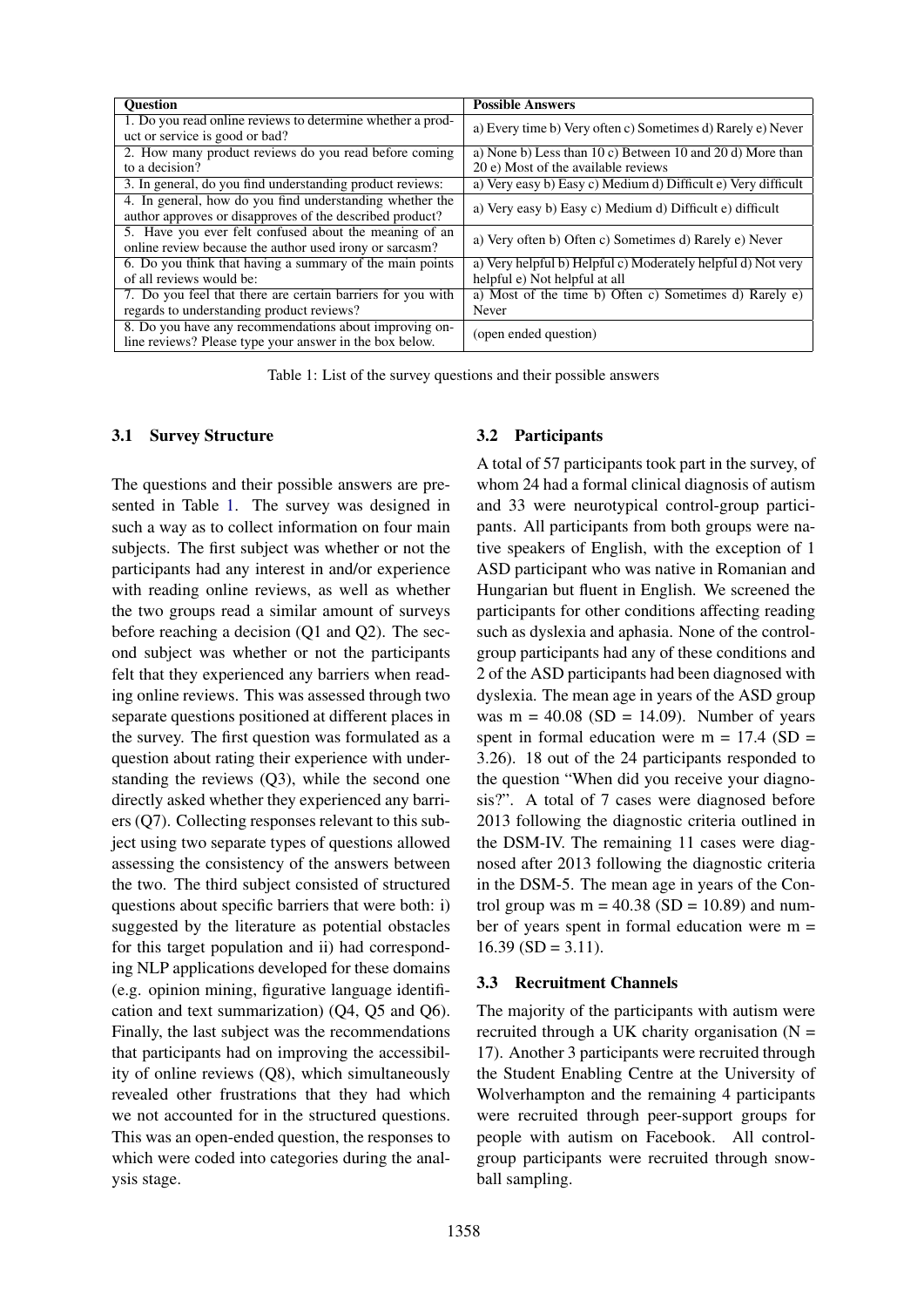| Question | Possible Answers |
|---|---|
| 1. Do you read online reviews to determine whether a product or service is good or bad? | a) Every time b) Very often c) Sometimes d) Rarely e) Never |
| 2. How many product reviews do you read before coming to a decision? | a) None b) Less than 10 c) Between 10 and 20 d) More than 20 e) Most of the available reviews |
| 3. In general, do you find understanding product reviews: | a) Very easy b) Easy c) Medium d) Difficult e) Very difficult |
| 4. In general, how do you find understanding whether the author approves or disapproves of the described product? | a) Very easy b) Easy c) Medium d) Difficult e) difficult |
| 5. Have you ever felt confused about the meaning of an online review because the author used irony or sarcasm? | a) Very often b) Often c) Sometimes d) Rarely e) Never |
| 6. Do you think that having a summary of the main points of all reviews would be: | a) Very helpful b) Helpful c) Moderately helpful d) Not very helpful e) Not helpful at all |
| 7. Do you feel that there are certain barriers for you with regards to understanding product reviews? | a) Most of the time b) Often c) Sometimes d) Rarely e) Never |
| 8. Do you have any recommendations about improving online reviews? Please type your answer in the box below. | (open ended question) |

Table 1: List of the survey questions and their possible answers

### 3.1 Survey Structure

The questions and their possible answers are presented in Table 1. The survey was designed in such a way as to collect information on four main subjects. The first subject was whether or not the participants had any interest in and/or experience with reading online reviews, as well as whether the two groups read a similar amount of surveys before reaching a decision (Q1 and Q2). The second subject was whether or not the participants felt that they experienced any barriers when reading online reviews. This was assessed through two separate questions positioned at different places in the survey. The first question was formulated as a question about rating their experience with understanding the reviews (Q3), while the second one directly asked whether they experienced any barriers (Q7). Collecting responses relevant to this subject using two separate types of questions allowed assessing the consistency of the answers between the two. The third subject consisted of structured questions about specific barriers that were both: i) suggested by the literature as potential obstacles for this target population and ii) had corresponding NLP applications developed for these domains (e.g. opinion mining, figurative language identification and text summarization) (Q4, Q5 and Q6). Finally, the last subject was the recommendations that participants had on improving the accessibility of online reviews (Q8), which simultaneously revealed other frustrations that they had which we not accounted for in the structured questions. This was an open-ended question, the responses to which were coded into categories during the analysis stage.

### 3.2 Participants

A total of 57 participants took part in the survey, of whom 24 had a formal clinical diagnosis of autism and 33 were neurotypical control-group participants. All participants from both groups were native speakers of English, with the exception of 1 ASD participant who was native in Romanian and Hungarian but fluent in English. We screened the participants for other conditions affecting reading such as dyslexia and aphasia. None of the control-group participants had any of these conditions and 2 of the ASD participants had been diagnosed with dyslexia. The mean age in years of the ASD group was m = 40.08 (SD = 14.09). Number of years spent in formal education were m = 17.4 (SD = 3.26). 18 out of the 24 participants responded to the question "When did you receive your diagnosis?". A total of 7 cases were diagnosed before 2013 following the diagnostic criteria outlined in the DSM-IV. The remaining 11 cases were diagnosed after 2013 following the diagnostic criteria in the DSM-5. The mean age in years of the Control group was m = 40.38 (SD = 10.89) and number of years spent in formal education were m = 16.39 (SD = 3.11).

### 3.3 Recruitment Channels

The majority of the participants with autism were recruited through a UK charity organisation (N = 17). Another 3 participants were recruited through the Student Enabling Centre at the University of Wolverhampton and the remaining 4 participants were recruited through peer-support groups for people with autism on Facebook. All control-group participants were recruited through snowball sampling.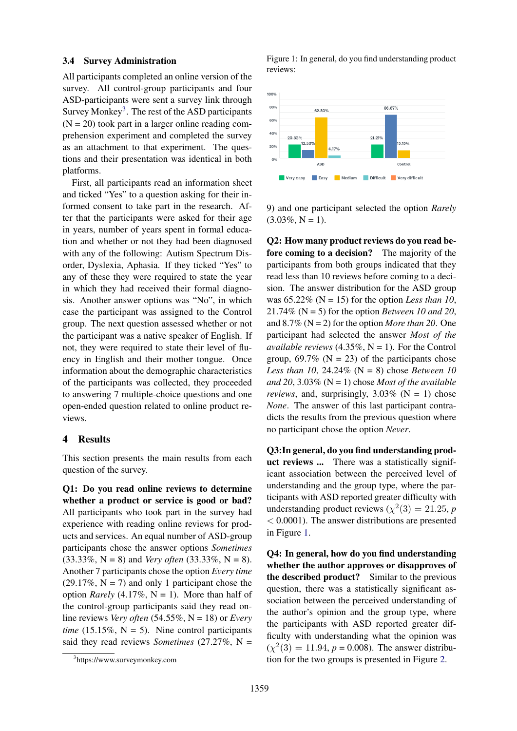### 3.4 Survey Administration

All participants completed an online version of the survey. All control-group participants and four ASD-participants were sent a survey link through Survey Monkey[3]. The rest of the ASD participants (N = 20) took part in a larger online reading comprehension experiment and completed the survey as an attachment to that experiment. The questions and their presentation was identical in both platforms.

First, all participants read an information sheet and ticked "Yes" to a question asking for their informed consent to take part in the research. After that the participants were asked for their age in years, number of years spent in formal education and whether or not they had been diagnosed with any of the following: Autism Spectrum Disorder, Dyslexia, Aphasia. If they ticked "Yes" to any of these they were required to state the year in which they had received their formal diagnosis. Another answer options was "No", in which case the participant was assigned to the Control group. The next question assessed whether or not the participant was a native speaker of English. If not, they were required to state their level of fluency in English and their mother tongue. Once information about the demographic characteristics of the participants was collected, they proceeded to answering 7 multiple-choice questions and one open-ended question related to online product reviews.

## 4 Results

This section presents the main results from each question of the survey.

**Q1: Do you read online reviews to determine whether a product or service is good or bad?** All participants who took part in the survey had experience with reading online reviews for products and services. An equal number of ASD-group participants chose the answer options *Sometimes* (33.33%, N = 8) and *Very often* (33.33%, N = 8). Another 7 participants chose the option *Every time* (29.17%, N = 7) and only 1 participant chose the option *Rarely* (4.17%, N = 1). More than half of the control-group participants said they read online reviews *Very often* (54.55%, N = 18) or *Every time* (15.15%, N = 5). Nine control participants said they read reviews *Sometimes* (27.27%, N = 9) and one participant selected the option *Rarely* (3.03%, N = 1).

[3]https://www.surveymonkey.com

Figure 1: In general, do you find understanding product reviews:

| | Very easy | Easy | Medium | Difficult | Very difficult |
|---|---|---|---|---|---|
| ASD | 20.83% | 12.50% | 62.50% | 4.17% | |
| Control | 21.21% | 66.67% | 12.12% | | |

**Q2: How many product reviews do you read before coming to a decision?** The majority of the participants from both groups indicated that they read less than 10 reviews before coming to a decision. The answer distribution for the ASD group was 65.22% (N = 15) for the option *Less than 10*, 21.74% (N = 5) for the option *Between 10 and 20*, and 8.7% (N = 2) for the option *More than 20*. One participant had selected the answer *Most of the available reviews* (4.35%, N = 1). For the Control group, 69.7% (N = 23) of the participants chose *Less than 10*, 24.24% (N = 8) chose *Between 10 and 20*, 3.03% (N = 1) chose *Most of the available reviews*, and, surprisingly, 3.03% (N = 1) chose *None*. The answer of this last participant contradicts the results from the previous question where no participant chose the option *Never*.

**Q3:In general, do you find understanding product reviews ...** There was a statistically significant association between the perceived level of understanding and the group type, where the participants with ASD reported greater difficulty with understanding product reviews ($\chi^2(3) = 21.25$, $p < 0.0001$). The answer distributions are presented in Figure 1.

**Q4: In general, how do you find understanding whether the author approves or disapproves of the described product?** Similar to the previous question, there was a statistically significant association between the perceived understanding of the author's opinion and the group type, where the participants with ASD reported greater difficulty with understanding what the opinion was ($\chi^2(3) = 11.94$, $p = 0.008$). The answer distribution for the two groups is presented in Figure 2.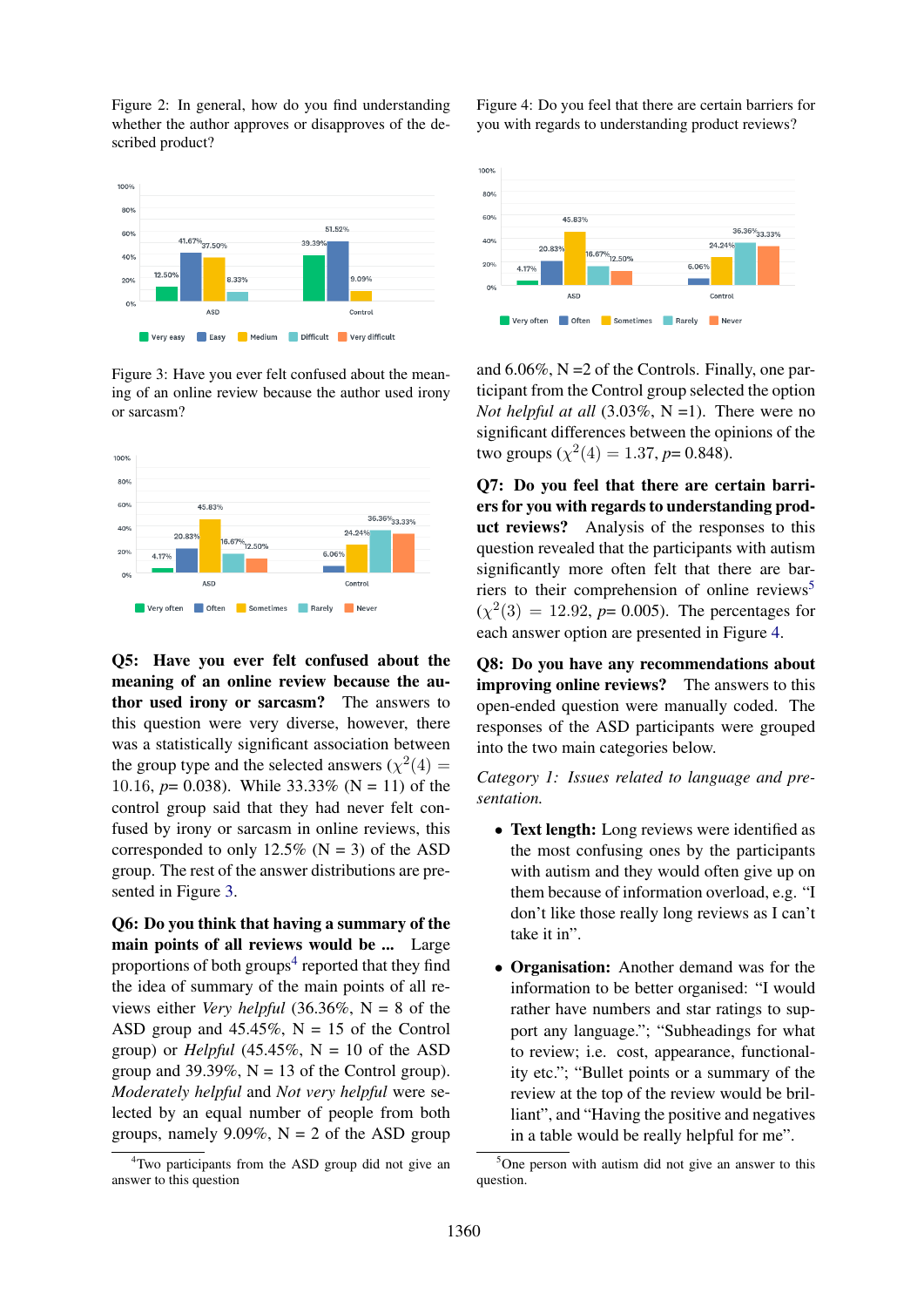Figure 2: In general, how do you find understanding whether the author approves or disapproves of the described product?

100%
80%
60%
40%
20%
0%
12.50%
41.67%
37.50%
8.33%
39.39%
51.52%
9.09%
ASD
Control
Very easy
Easy
Medium
Difficult
Very difficult

Figure 3: Have you ever felt confused about the meaning of an online review because the author used irony or sarcasm?

100%
80%
60%
40%
20%
0%
4.17%
20.83%
45.83%
16.67%
12.50%
6.06%
24.24%
36.36%
33.33%
ASD
Control
Very often
Often
Sometimes
Rarely
Never

**Q5: Have you ever felt confused about the meaning of an online review because the author used irony or sarcasm?** The answers to this question were very diverse, however, there was a statistically significant association between the group type and the selected answers ($\chi^2(4) = 10.16$, $p$= 0.038). While 33.33% (N = 11) of the control group said that they had never felt confused by irony or sarcasm in online reviews, this corresponded to only 12.5% (N = 3) of the ASD group. The rest of the answer distributions are presented in Figure 3.

**Q6: Do you think that having a summary of the main points of all reviews would be ...** Large proportions of both groups[4] reported that they find the idea of summary of the main points of all reviews either *Very helpful* (36.36%, N = 8 of the ASD group and 45.45%, N = 15 of the Control group) or *Helpful* (45.45%, N = 10 of the ASD group and 39.39%, N = 13 of the Control group). *Moderately helpful* and *Not very helpful* were selected by an equal number of people from both groups, namely 9.09%, N = 2 of the ASD group and 6.06%, N =2 of the Controls. Finally, one participant from the Control group selected the option *Not helpful at all* (3.03%, N =1). There were no significant differences between the opinions of the two groups ($\chi^2(4) = 1.37$, $p$= 0.848).

Figure 4: Do you feel that there are certain barriers for you with regards to understanding product reviews?

100%
80%
60%
40%
20%
0%
4.17%
20.83%
45.83%
16.67%
12.50%
6.06%
24.24%
36.36%
33.33%
ASD
Control
Very often
Often
Sometimes
Rarely
Never

**Q7: Do you feel that there are certain barriers for you with regards to understanding product reviews?** Analysis of the responses to this question revealed that the participants with autism significantly more often felt that there are barriers to their comprehension of online reviews[5] ($\chi^2(3) = 12.92$, $p$= 0.005). The percentages for each answer option are presented in Figure 4.

**Q8: Do you have any recommendations about improving online reviews?** The answers to this open-ended question were manually coded. The responses of the ASD participants were grouped into the two main categories below.

*Category 1: Issues related to language and presentation.*

- **Text length:** Long reviews were identified as the most confusing ones by the participants with autism and they would often give up on them because of information overload, e.g. "I don't like those really long reviews as I can't take it in".
- **Organisation:** Another demand was for the information to be better organised: "I would rather have numbers and star ratings to support any language."; "Subheadings for what to review; i.e. cost, appearance, functionality etc."; "Bullet points or a summary of the review at the top of the review would be brilliant", and "Having the positive and negatives in a table would be really helpful for me".

[4] Two participants from the ASD group did not give an answer to this question

[5] One person with autism did not give an answer to this question.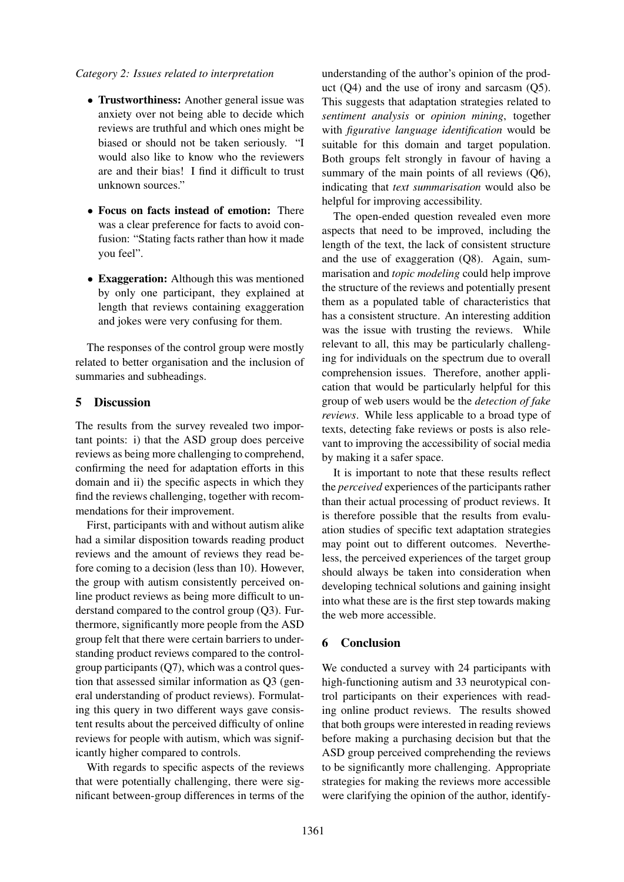*Category 2: Issues related to interpretation*

- **Trustworthiness:** Another general issue was anxiety over not being able to decide which reviews are truthful and which ones might be biased or should not be taken seriously. "I would also like to know who the reviewers are and their bias! I find it difficult to trust unknown sources."

- **Focus on facts instead of emotion:** There was a clear preference for facts to avoid confusion: "Stating facts rather than how it made you feel".

- **Exaggeration:** Although this was mentioned by only one participant, they explained at length that reviews containing exaggeration and jokes were very confusing for them.

The responses of the control group were mostly related to better organisation and the inclusion of summaries and subheadings.

## 5 Discussion

The results from the survey revealed two important points: i) that the ASD group does perceive reviews as being more challenging to comprehend, confirming the need for adaptation efforts in this domain and ii) the specific aspects in which they find the reviews challenging, together with recommendations for their improvement.

First, participants with and without autism alike had a similar disposition towards reading product reviews and the amount of reviews they read before coming to a decision (less than 10). However, the group with autism consistently perceived online product reviews as being more difficult to understand compared to the control group (Q3). Furthermore, significantly more people from the ASD group felt that there were certain barriers to understanding product reviews compared to the control-group participants (Q7), which was a control question that assessed similar information as Q3 (general understanding of product reviews). Formulating this query in two different ways gave consistent results about the perceived difficulty of online reviews for people with autism, which was significantly higher compared to controls.

With regards to specific aspects of the reviews that were potentially challenging, there were significant between-group differences in terms of the understanding of the author's opinion of the product (Q4) and the use of irony and sarcasm (Q5). This suggests that adaptation strategies related to *sentiment analysis* or *opinion mining*, together with *figurative language identification* would be suitable for this domain and target population. Both groups felt strongly in favour of having a summary of the main points of all reviews (Q6), indicating that *text summarisation* would also be helpful for improving accessibility.

The open-ended question revealed even more aspects that need to be improved, including the length of the text, the lack of consistent structure and the use of exaggeration (Q8). Again, summarisation and *topic modeling* could help improve the structure of the reviews and potentially present them as a populated table of characteristics that has a consistent structure. An interesting addition was the issue with trusting the reviews. While relevant to all, this may be particularly challenging for individuals on the spectrum due to overall comprehension issues. Therefore, another application that would be particularly helpful for this group of web users would be the *detection of fake reviews*. While less applicable to a broad type of texts, detecting fake reviews or posts is also relevant to improving the accessibility of social media by making it a safer space.

It is important to note that these results reflect the *perceived* experiences of the participants rather than their actual processing of product reviews. It is therefore possible that the results from evaluation studies of specific text adaptation strategies may point out to different outcomes. Nevertheless, the perceived experiences of the target group should always be taken into consideration when developing technical solutions and gaining insight into what these are is the first step towards making the web more accessible.

## 6 Conclusion

We conducted a survey with 24 participants with high-functioning autism and 33 neurotypical control participants on their experiences with reading online product reviews. The results showed that both groups were interested in reading reviews before making a purchasing decision but that the ASD group perceived comprehending the reviews to be significantly more challenging. Appropriate strategies for making the reviews more accessible were clarifying the opinion of the author, identify-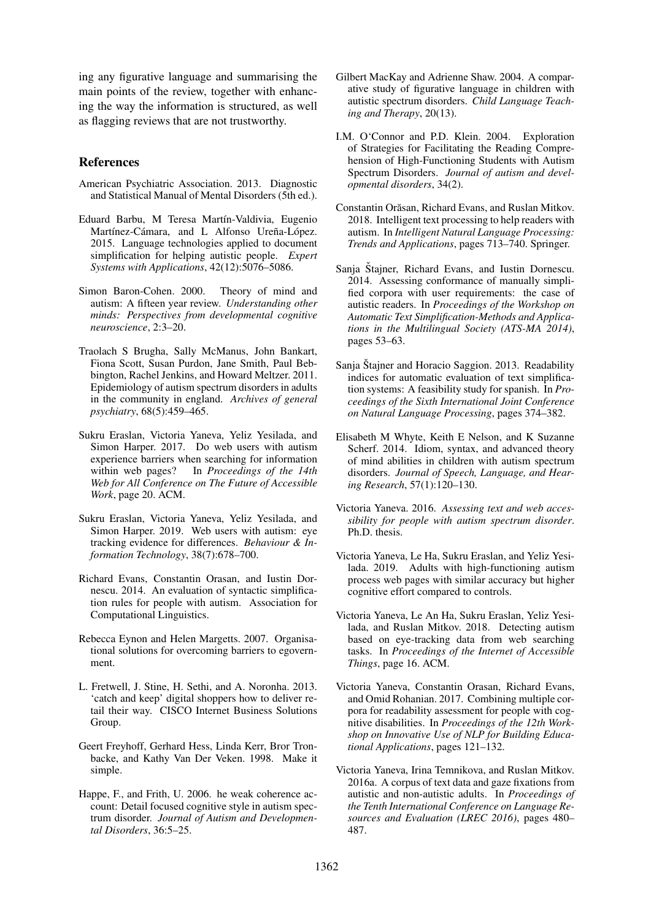ing any figurative language and summarising the main points of the review, together with enhancing the way the information is structured, as well as flagging reviews that are not trustworthy.

## References

American Psychiatric Association. 2013. Diagnostic and Statistical Manual of Mental Disorders (5th ed.).

Eduard Barbu, M Teresa Martín-Valdivia, Eugenio Martínez-Cámara, and L Alfonso Ureña-López. 2015. Language technologies applied to document simplification for helping autistic people. *Expert Systems with Applications*, 42(12):5076–5086.

Simon Baron-Cohen. 2000. Theory of mind and autism: A fifteen year review. *Understanding other minds: Perspectives from developmental cognitive neuroscience*, 2:3–20.

Traolach S Brugha, Sally McManus, John Bankart, Fiona Scott, Susan Purdon, Jane Smith, Paul Bebbington, Rachel Jenkins, and Howard Meltzer. 2011. Epidemiology of autism spectrum disorders in adults in the community in england. *Archives of general psychiatry*, 68(5):459–465.

Sukru Eraslan, Victoria Yaneva, Yeliz Yesilada, and Simon Harper. 2017. Do web users with autism experience barriers when searching for information within web pages? In *Proceedings of the 14th Web for All Conference on The Future of Accessible Work*, page 20. ACM.

Sukru Eraslan, Victoria Yaneva, Yeliz Yesilada, and Simon Harper. 2019. Web users with autism: eye tracking evidence for differences. *Behaviour & Information Technology*, 38(7):678–700.

Richard Evans, Constantin Orasan, and Iustin Dornescu. 2014. An evaluation of syntactic simplification rules for people with autism. Association for Computational Linguistics.

Rebecca Eynon and Helen Margetts. 2007. Organisational solutions for overcoming barriers to egovernment.

L. Fretwell, J. Stine, H. Sethi, and A. Noronha. 2013. 'catch and keep' digital shoppers how to deliver retail their way. CISCO Internet Business Solutions Group.

Geert Freyhoff, Gerhard Hess, Linda Kerr, Bror Tronbacke, and Kathy Van Der Veken. 1998. Make it simple.

Happe, F., and Frith, U. 2006. he weak coherence account: Detail focused cognitive style in autism spectrum disorder. *Journal of Autism and Developmental Disorders*, 36:5–25.

Gilbert MacKay and Adrienne Shaw. 2004. A comparative study of figurative language in children with autistic spectrum disorders. *Child Language Teaching and Therapy*, 20(13).

I.M. O'Connor and P.D. Klein. 2004. Exploration of Strategies for Facilitating the Reading Comprehension of High-Functioning Students with Autism Spectrum Disorders. *Journal of autism and developmental disorders*, 34(2).

Constantin Orăsan, Richard Evans, and Ruslan Mitkov. 2018. Intelligent text processing to help readers with autism. In *Intelligent Natural Language Processing: Trends and Applications*, pages 713–740. Springer.

Sanja Štajner, Richard Evans, and Iustin Dornescu. 2014. Assessing conformance of manually simplified corpora with user requirements: the case of autistic readers. In *Proceedings of the Workshop on Automatic Text Simplification-Methods and Applications in the Multilingual Society (ATS-MA 2014)*, pages 53–63.

Sanja Štajner and Horacio Saggion. 2013. Readability indices for automatic evaluation of text simplification systems: A feasibility study for spanish. In *Proceedings of the Sixth International Joint Conference on Natural Language Processing*, pages 374–382.

Elisabeth M Whyte, Keith E Nelson, and K Suzanne Scherf. 2014. Idiom, syntax, and advanced theory of mind abilities in children with autism spectrum disorders. *Journal of Speech, Language, and Hearing Research*, 57(1):120–130.

Victoria Yaneva. 2016. *Assessing text and web accessibility for people with autism spectrum disorder*. Ph.D. thesis.

Victoria Yaneva, Le Ha, Sukru Eraslan, and Yeliz Yesilada. 2019. Adults with high-functioning autism process web pages with similar accuracy but higher cognitive effort compared to controls.

Victoria Yaneva, Le An Ha, Sukru Eraslan, Yeliz Yesilada, and Ruslan Mitkov. 2018. Detecting autism based on eye-tracking data from web searching tasks. In *Proceedings of the Internet of Accessible Things*, page 16. ACM.

Victoria Yaneva, Constantin Orasan, Richard Evans, and Omid Rohanian. 2017. Combining multiple corpora for readability assessment for people with cognitive disabilities. In *Proceedings of the 12th Workshop on Innovative Use of NLP for Building Educational Applications*, pages 121–132.

Victoria Yaneva, Irina Temnikova, and Ruslan Mitkov. 2016a. A corpus of text data and gaze fixations from autistic and non-autistic adults. In *Proceedings of the Tenth International Conference on Language Resources and Evaluation (LREC 2016)*, pages 480–487.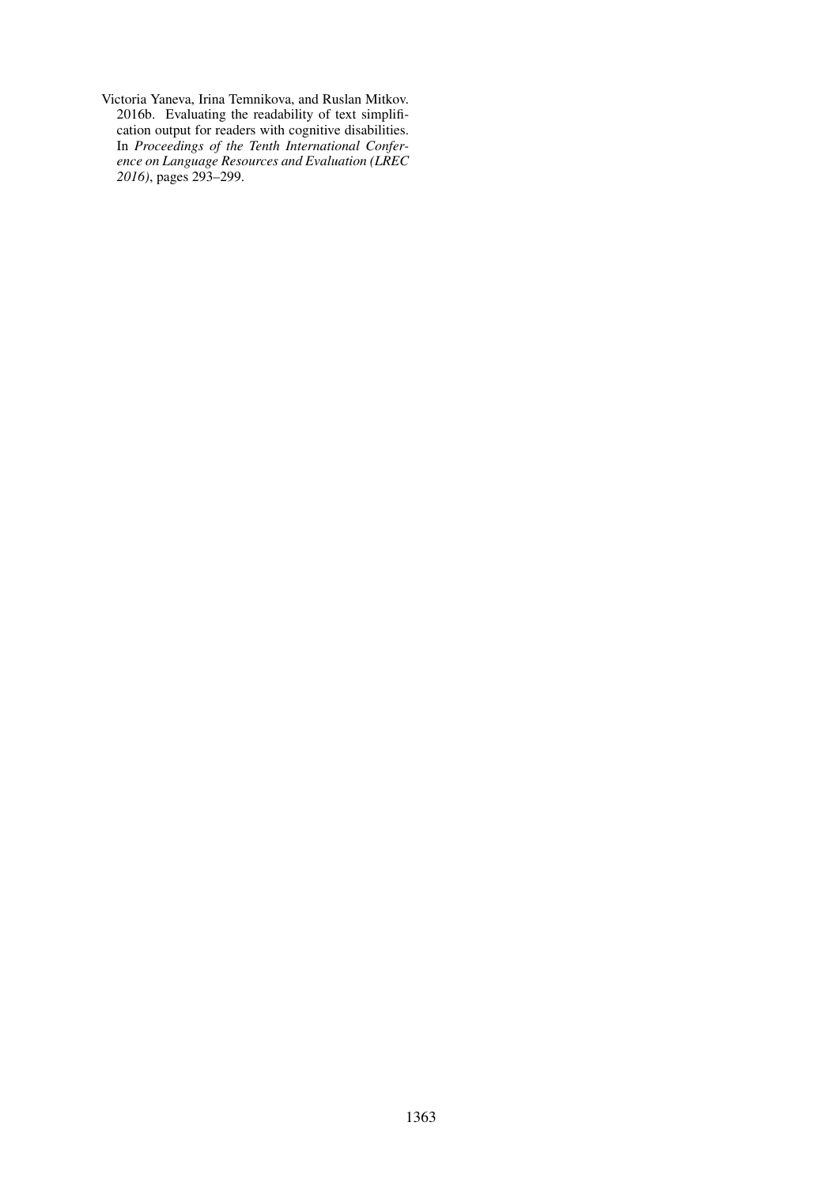Victoria Yaneva, Irina Temnikova, and Ruslan Mitkov. 2016b. Evaluating the readability of text simplification output for readers with cognitive disabilities. In *Proceedings of the Tenth International Conference on Language Resources and Evaluation (LREC 2016)*, pages 293–299.